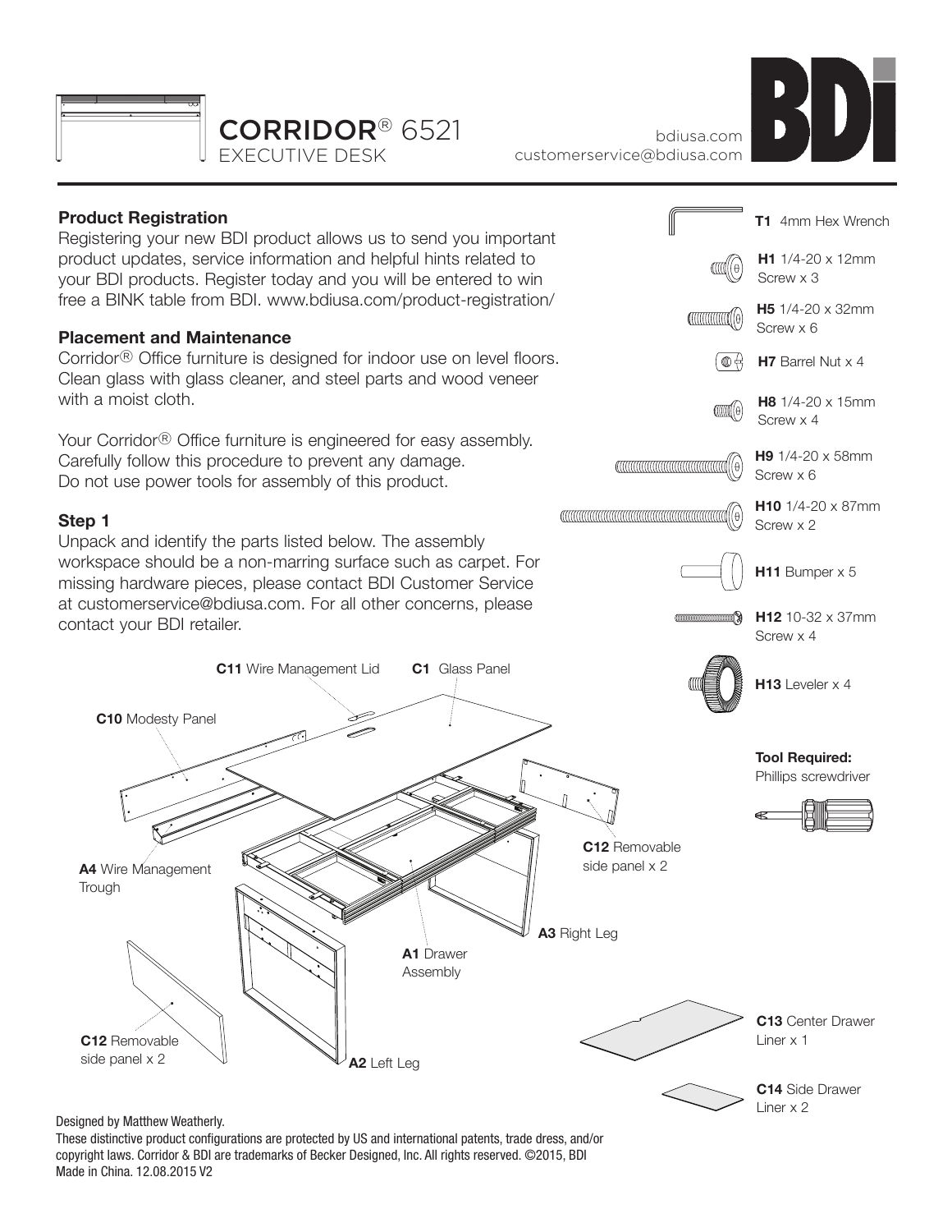# CORRIDOR® 6521

EXECUTIVE DESK

bdiusa.com
customerservice@bdiusa.com

**Product Registration**
Registering your new BDI product allows us to send you important product updates, service information and helpful hints related to your BDI products. Register today and you will be entered to win free a BINK table from BDI. www.bdiusa.com/product-registration/

**Placement and Maintenance**
Corridor® Office furniture is designed for indoor use on level floors. Clean glass with glass cleaner, and steel parts and wood veneer with a moist cloth.

Your Corridor® Office furniture is engineered for easy assembly. Carefully follow this procedure to prevent any damage. Do not use power tools for assembly of this product.

**Step 1**
Unpack and identify the parts listed below. The assembly workspace should be a non-marring surface such as carpet. For missing hardware pieces, please contact BDI Customer Service at customerservice@bdiusa.com. For all other concerns, please contact your BDI retailer.

- **T1** 4mm Hex Wrench
- **H1** 1/4-20 x 12mm Screw x 3
- **H5** 1/4-20 x 32mm Screw x 6
- **H7** Barrel Nut x 4
- **H8** 1/4-20 x 15mm Screw x 4
- **H9** 1/4-20 x 58mm Screw x 6
- **H10** 1/4-20 x 87mm Screw x 2
- **H11** Bumper x 5
- **H12** 10-32 x 37mm Screw x 4
- **H13** Leveler x 4

**Tool Required:**
Phillips screwdriver

- **C11** Wire Management Lid
- **C1** Glass Panel
- **C10** Modesty Panel
- **C12** Removable side panel x 2
- **A4** Wire Management Trough
- **A3** Right Leg
- **A1** Drawer Assembly
- **C12** Removable side panel x 2
- **A2** Left Leg
- **C13** Center Drawer Liner x 1
- **C14** Side Drawer Liner x 2

Designed by Matthew Weatherly.
These distinctive product configurations are protected by US and international patents, trade dress, and/or copyright laws. Corridor & BDI are trademarks of Becker Designed, Inc. All rights reserved. ©2015, BDI
Made in China. 12.08.2015 V2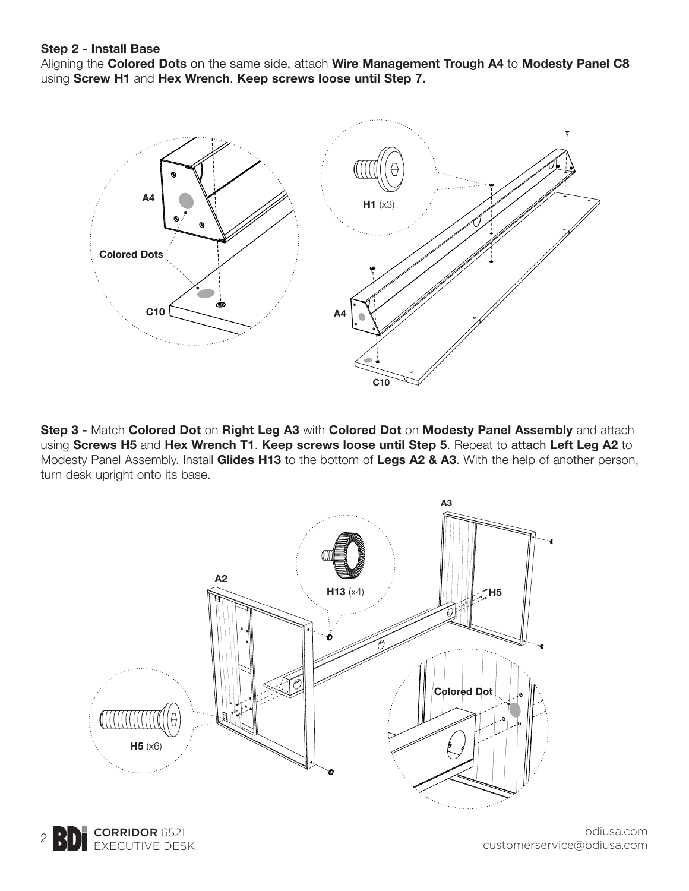**Step 2 - Install Base**

Aligning the **Colored Dots** on the same side, attach **Wire Management Trough A4** to **Modesty Panel C8** using **Screw H1** and **Hex Wrench**. **Keep screws loose until Step 7.**

A4

Colored Dots

C10

H1 (x3)

A4

C10

**Step 3 -** Match **Colored Dot** on **Right Leg A3** with **Colored Dot** on **Modesty Panel Assembly** and attach using **Screws H5** and **Hex Wrench T1**. **Keep screws loose until Step 5**. Repeat to attach **Left Leg A2** to Modesty Panel Assembly. Install **Glides H13** to the bottom of **Legs A2 & A3**. With the help of another person, turn desk upright onto its base.

A3

A2

H13 (x4)

H5

Colored Dot

H5 (x6)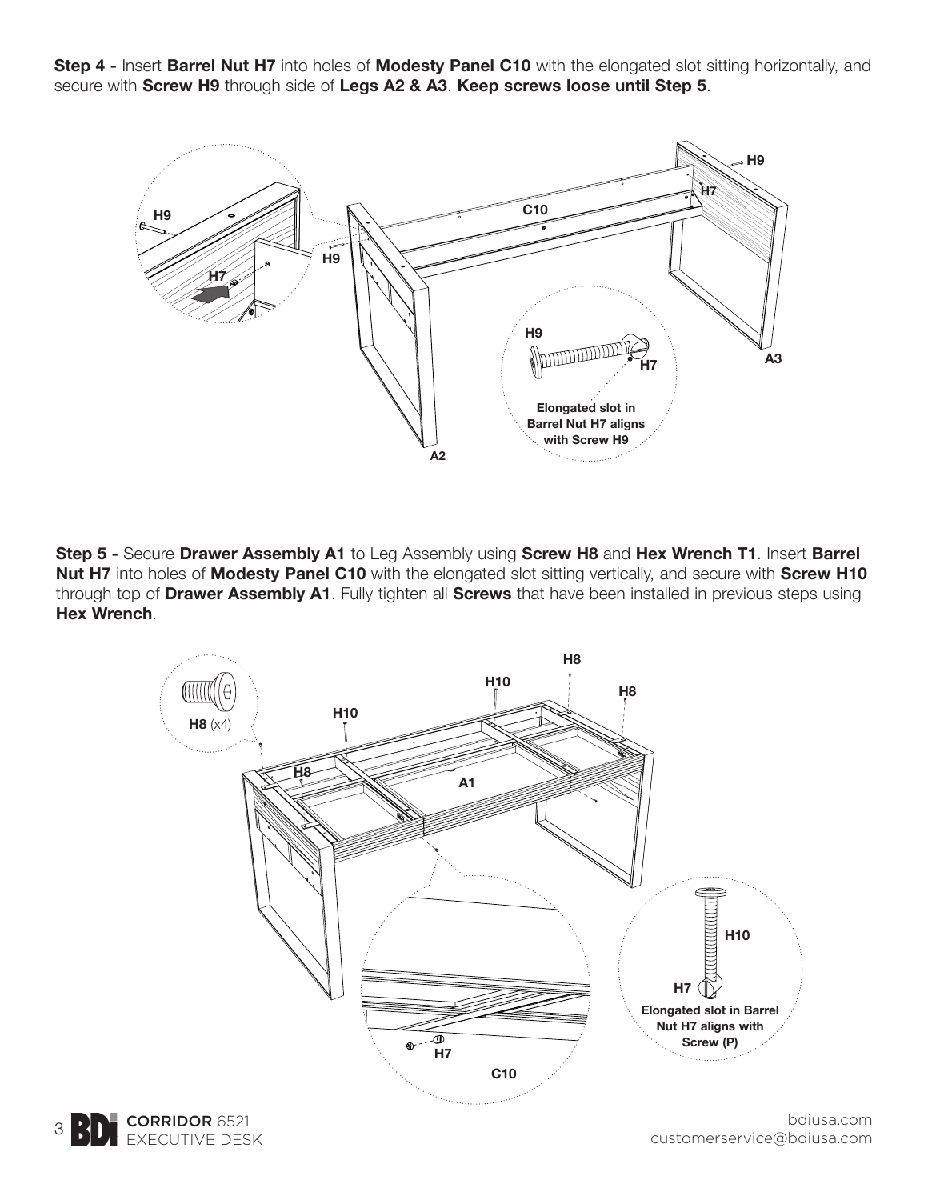**Step 4 -** Insert **Barrel Nut H7** into holes of **Modesty Panel C10** with the elongated slot sitting horizontally, and secure with **Screw H9** through side of **Legs A2 & A3**. **Keep screws loose until Step 5**.

H9

H7

C10

H9

H9

H7

H9

H7

A3

Elongated slot in Barrel Nut H7 aligns with Screw H9

A2

**Step 5 -** Secure **Drawer Assembly A1** to Leg Assembly using **Screw H8** and **Hex Wrench T1**. Insert **Barrel Nut H7** into holes of **Modesty Panel C10** with the elongated slot sitting vertically, and secure with **Screw H10** through top of **Drawer Assembly A1**. Fully tighten all **Screws** that have been installed in previous steps using **Hex Wrench**.

H8

H10

H8

H10

H8 (x4)

H8

A1

H10

H7

Elongated slot in Barrel Nut H7 aligns with Screw (P)

H7

C10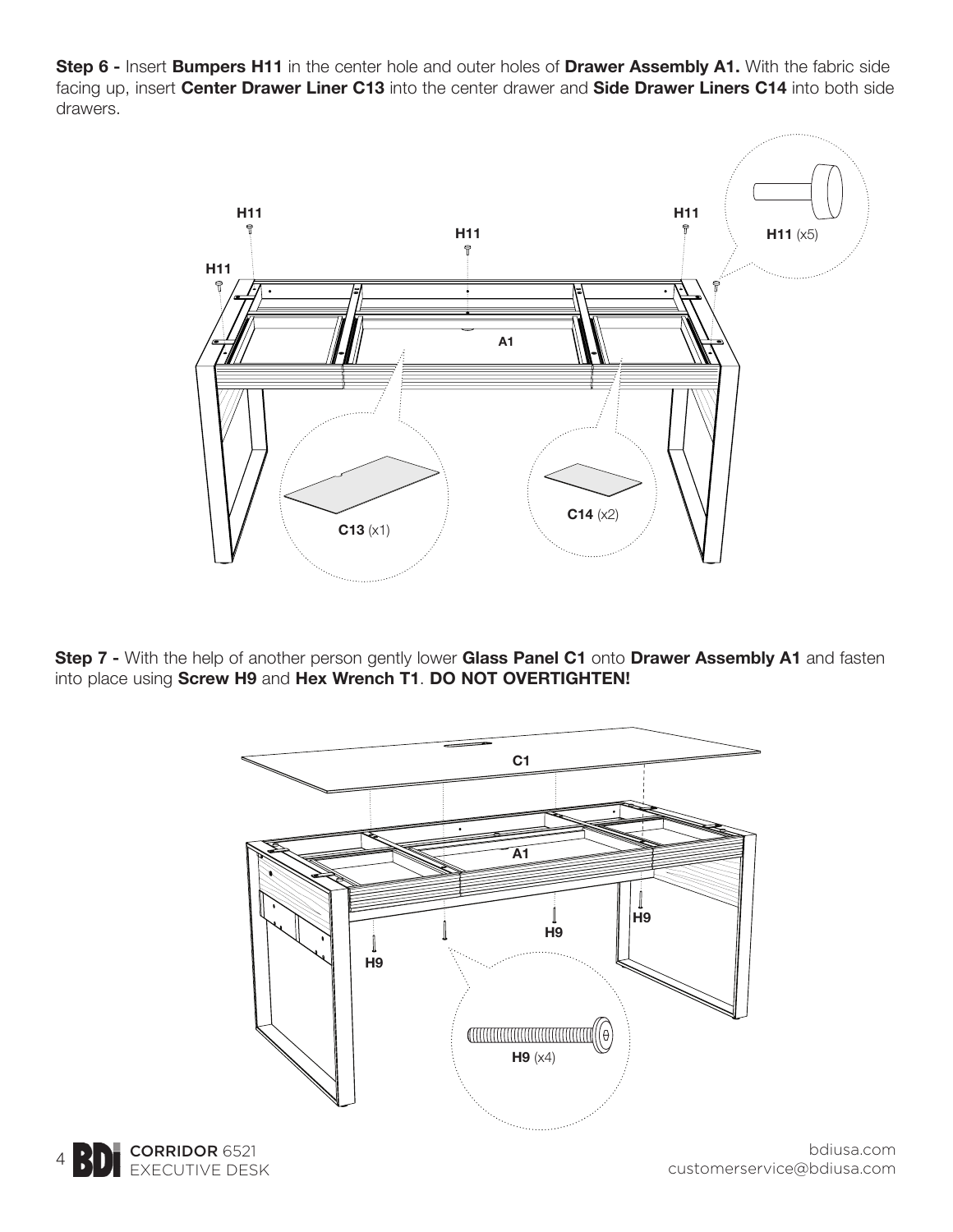**Step 6 -** Insert **Bumpers H11** in the center hole and outer holes of **Drawer Assembly A1.** With the fabric side facing up, insert **Center Drawer Liner C13** into the center drawer and **Side Drawer Liners C14** into both side drawers.

**Step 7 -** With the help of another person gently lower **Glass Panel C1** onto **Drawer Assembly A1** and fasten into place using **Screw H9** and **Hex Wrench T1**. **DO NOT OVERTIGHTEN!**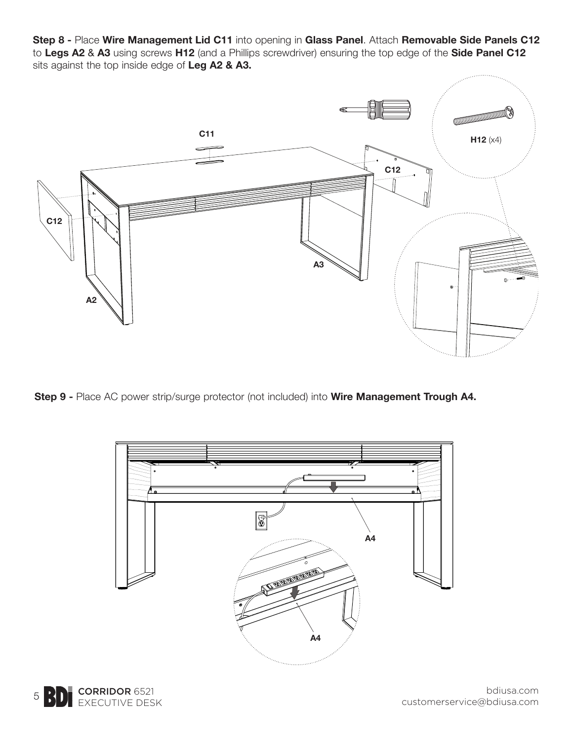**Step 8 -** Place **Wire Management Lid C11** into opening in **Glass Panel**. Attach **Removable Side Panels C12** to **Legs A2** & **A3** using screws **H12** (and a Phillips screwdriver) ensuring the top edge of the **Side Panel C12** sits against the top inside edge of **Leg A2 & A3.**

C11

H12 (x4)

C12

C12

A3

A2

**Step 9 -** Place AC power strip/surge protector (not included) into **Wire Management Trough A4.**

A4

A4